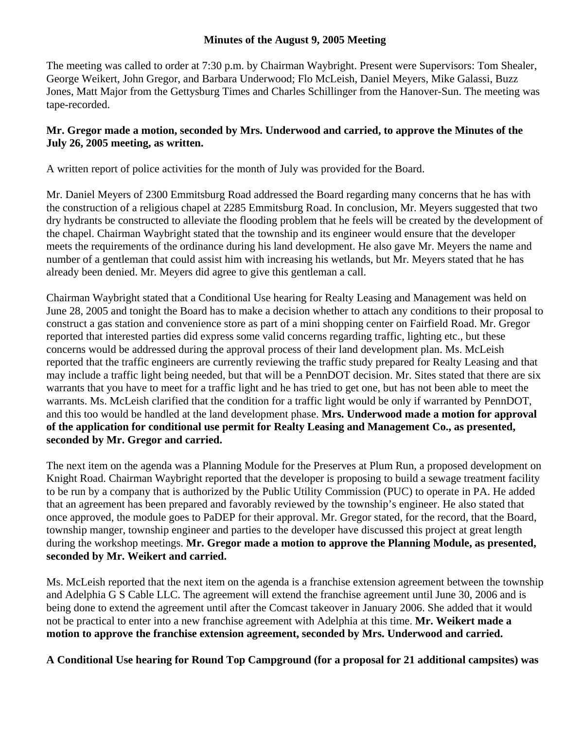**Minutes of the August 9, 2005 Meeting**

The meeting was called to order at 7:30 p.m. by Chairman Waybright. Present were Supervisors: Tom Shealer, George Weikert, John Gregor, and Barbara Underwood; Flo McLeish, Daniel Meyers, Mike Galassi, Buzz Jones, Matt Major from the Gettysburg Times and Charles Schillinger from the Hanover-Sun. The meeting was tape-recorded.

**Mr. Gregor made a motion, seconded by Mrs. Underwood and carried, to approve the Minutes of the July 26, 2005 meeting, as written.**

A written report of police activities for the month of July was provided for the Board.

Mr. Daniel Meyers of 2300 Emmitsburg Road addressed the Board regarding many concerns that he has with the construction of a religious chapel at 2285 Emmitsburg Road. In conclusion, Mr. Meyers suggested that two dry hydrants be constructed to alleviate the flooding problem that he feels will be created by the development of the chapel. Chairman Waybright stated that the township and its engineer would ensure that the developer meets the requirements of the ordinance during his land development. He also gave Mr. Meyers the name and number of a gentleman that could assist him with increasing his wetlands, but Mr. Meyers stated that he has already been denied. Mr. Meyers did agree to give this gentleman a call.

Chairman Waybright stated that a Conditional Use hearing for Realty Leasing and Management was held on June 28, 2005 and tonight the Board has to make a decision whether to attach any conditions to their proposal to construct a gas station and convenience store as part of a mini shopping center on Fairfield Road. Mr. Gregor reported that interested parties did express some valid concerns regarding traffic, lighting etc., but these concerns would be addressed during the approval process of their land development plan. Ms. McLeish reported that the traffic engineers are currently reviewing the traffic study prepared for Realty Leasing and that may include a traffic light being needed, but that will be a PennDOT decision. Mr. Sites stated that there are six warrants that you have to meet for a traffic light and he has tried to get one, but has not been able to meet the warrants. Ms. McLeish clarified that the condition for a traffic light would be only if warranted by PennDOT, and this too would be handled at the land development phase. **Mrs. Underwood made a motion for approval of the application for conditional use permit for Realty Leasing and Management Co., as presented, seconded by Mr. Gregor and carried.**

The next item on the agenda was a Planning Module for the Preserves at Plum Run, a proposed development on Knight Road. Chairman Waybright reported that the developer is proposing to build a sewage treatment facility to be run by a company that is authorized by the Public Utility Commission (PUC) to operate in PA. He added that an agreement has been prepared and favorably reviewed by the township's engineer. He also stated that once approved, the module goes to PaDEP for their approval. Mr. Gregor stated, for the record, that the Board, township manger, township engineer and parties to the developer have discussed this project at great length during the workshop meetings. **Mr. Gregor made a motion to approve the Planning Module, as presented, seconded by Mr. Weikert and carried.**

Ms. McLeish reported that the next item on the agenda is a franchise extension agreement between the township and Adelphia G S Cable LLC. The agreement will extend the franchise agreement until June 30, 2006 and is being done to extend the agreement until after the Comcast takeover in January 2006. She added that it would not be practical to enter into a new franchise agreement with Adelphia at this time. **Mr. Weikert made a motion to approve the franchise extension agreement, seconded by Mrs. Underwood and carried.**

**A Conditional Use hearing for Round Top Campground (for a proposal for 21 additional campsites) was**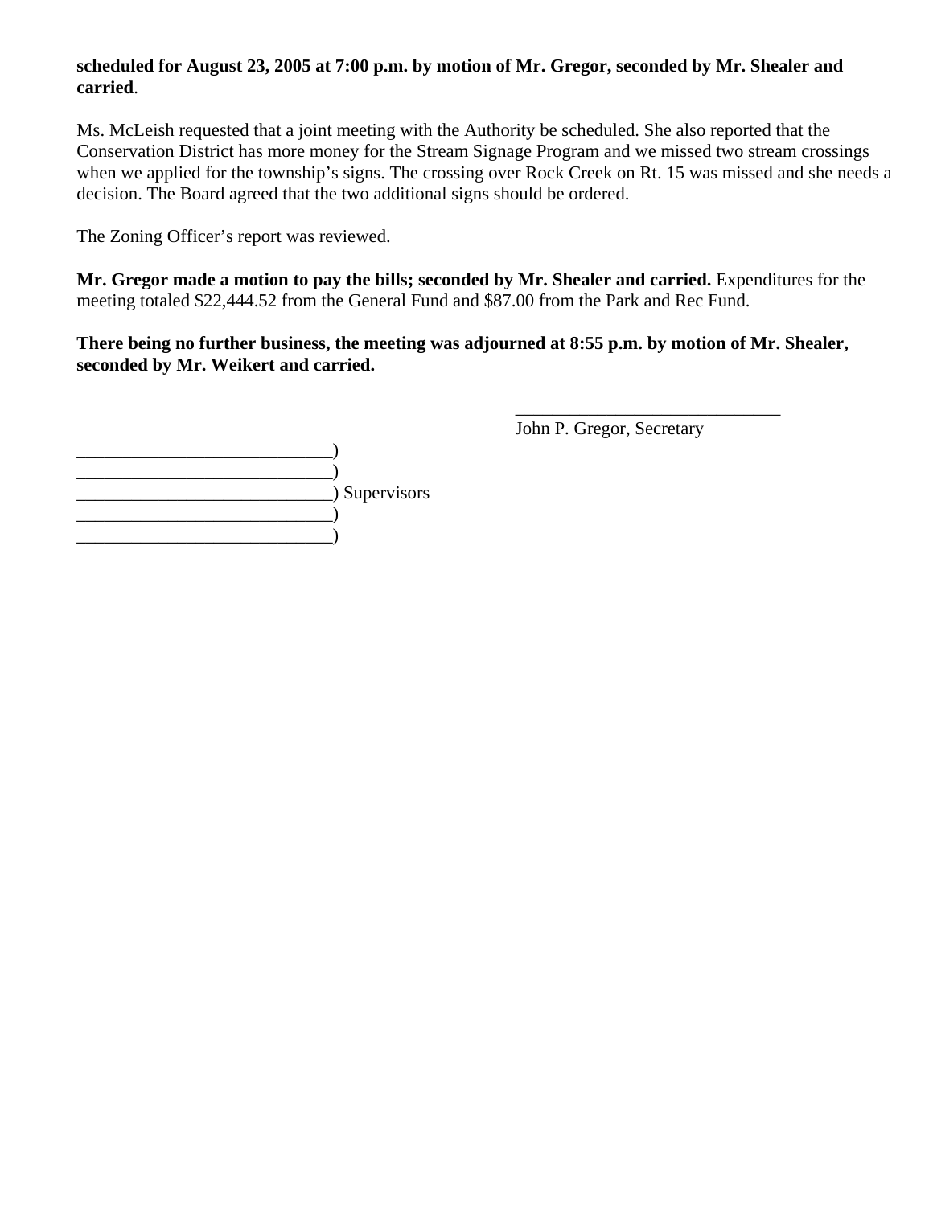**scheduled for August 23, 2005 at 7:00 p.m. by motion of Mr. Gregor, seconded by Mr. Shealer and carried**.

Ms. McLeish requested that a joint meeting with the Authority be scheduled. She also reported that the Conservation District has more money for the Stream Signage Program and we missed two stream crossings when we applied for the township's signs. The crossing over Rock Creek on Rt. 15 was missed and she needs a decision. The Board agreed that the two additional signs should be ordered.

The Zoning Officer's report was reviewed.

**Mr. Gregor made a motion to pay the bills; seconded by Mr. Shealer and carried.** Expenditures for the meeting totaled $22,444.52 from the General Fund and $87.00 from the Park and Rec Fund.

**There being no further business, the meeting was adjourned at 8:55 p.m. by motion of Mr. Shealer, seconded by Mr. Weikert and carried.**

_____________________________
John P. Gregor, Secretary

____________________________)
____________________________)
____________________________) Supervisors
____________________________)
____________________________)